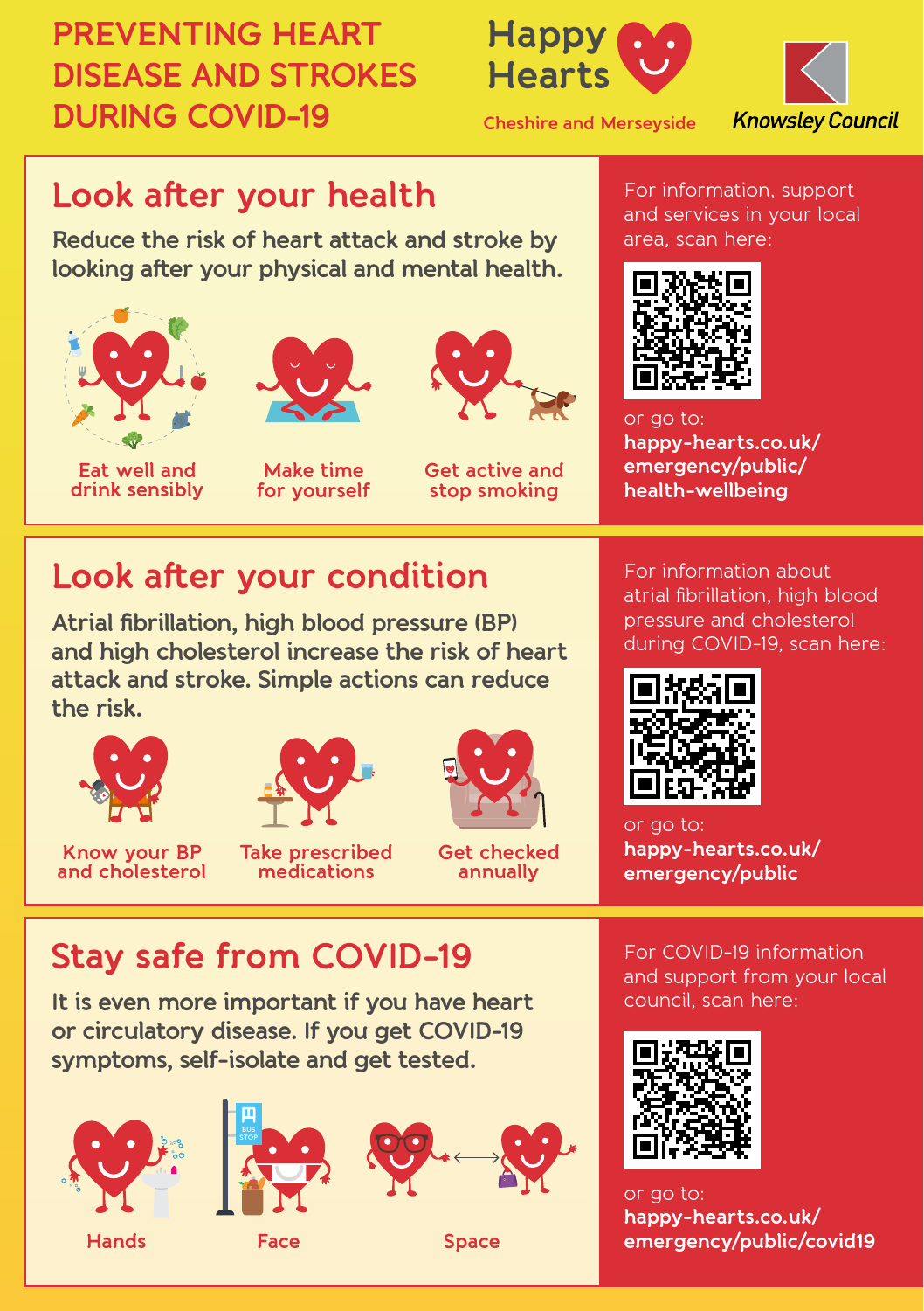# PREVENTING HEART DISEASE AND STROKES DURING COVID-19

Happy Hearts

Cheshire and Merseyside

Knowsley Council

## Look after your health

Reduce the risk of heart attack and stroke by looking after your physical and mental health.

- Eat well and drink sensibly
- Make time for yourself
- Get active and stop smoking

For information, support and services in your local area, scan here:

or go to: **happy-hearts.co.uk/emergency/public/health-wellbeing**

## Look after your condition

Atrial fibrillation, high blood pressure (BP) and high cholesterol increase the risk of heart attack and stroke. Simple actions can reduce the risk.

- Know your BP and cholesterol
- Take prescribed medications
- Get checked annually

For information about atrial fibrillation, high blood pressure and cholesterol during COVID-19, scan here:

or go to: **happy-hearts.co.uk/emergency/public**

## Stay safe from COVID-19

It is even more important if you have heart or circulatory disease. If you get COVID-19 symptoms, self-isolate and get tested.

- Hands
- Face
- Space

For COVID-19 information and support from your local council, scan here:

or go to: **happy-hearts.co.uk/emergency/public/covid19**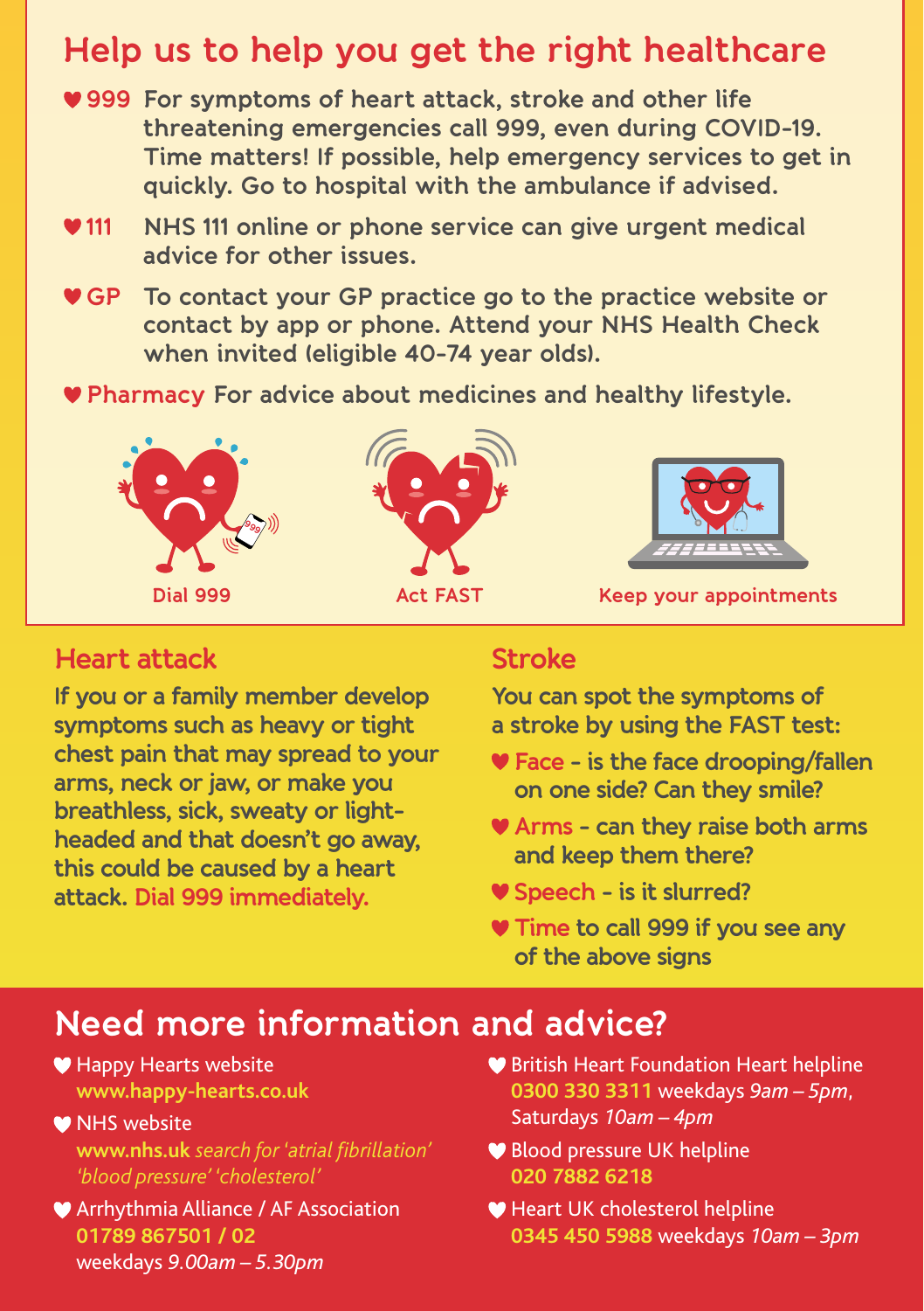# Help us to help you get the right healthcare

- **999** For symptoms of heart attack, stroke and other life threatening emergencies call 999, even during COVID-19. Time matters! If possible, help emergency services to get in quickly. Go to hospital with the ambulance if advised.
- **111** NHS 111 online or phone service can give urgent medical advice for other issues.
- **GP** To contact your GP practice go to the practice website or contact by app or phone. Attend your NHS Health Check when invited (eligible 40-74 year olds).
- **Pharmacy** For advice about medicines and healthy lifestyle.

Dial 999

Act FAST

Keep your appointments

## Heart attack

If you or a family member develop symptoms such as heavy or tight chest pain that may spread to your arms, neck or jaw, or make you breathless, sick, sweaty or light-headed and that doesn't go away, this could be caused by a heart attack. **Dial 999 immediately.**

## Stroke

You can spot the symptoms of a stroke by using the FAST test:

- **Face** - is the face drooping/fallen on one side? Can they smile?
- **Arms** - can they raise both arms and keep them there?
- **Speech** - is it slurred?
- **Time** to call 999 if you see any of the above signs

## Need more information and advice?

- Happy Hearts website **www.happy-hearts.co.uk**
- NHS website **www.nhs.uk** *search for 'atrial fibrillation' 'blood pressure' 'cholesterol'*
- Arrhythmia Alliance / AF Association **01789 867501 / 02** weekdays *9.00am – 5.30pm*
- British Heart Foundation Heart helpline **0300 330 3311** weekdays *9am – 5pm*, Saturdays *10am – 4pm*
- Blood pressure UK helpline **020 7882 6218**
- Heart UK cholesterol helpline **0345 450 5988** weekdays *10am – 3pm*